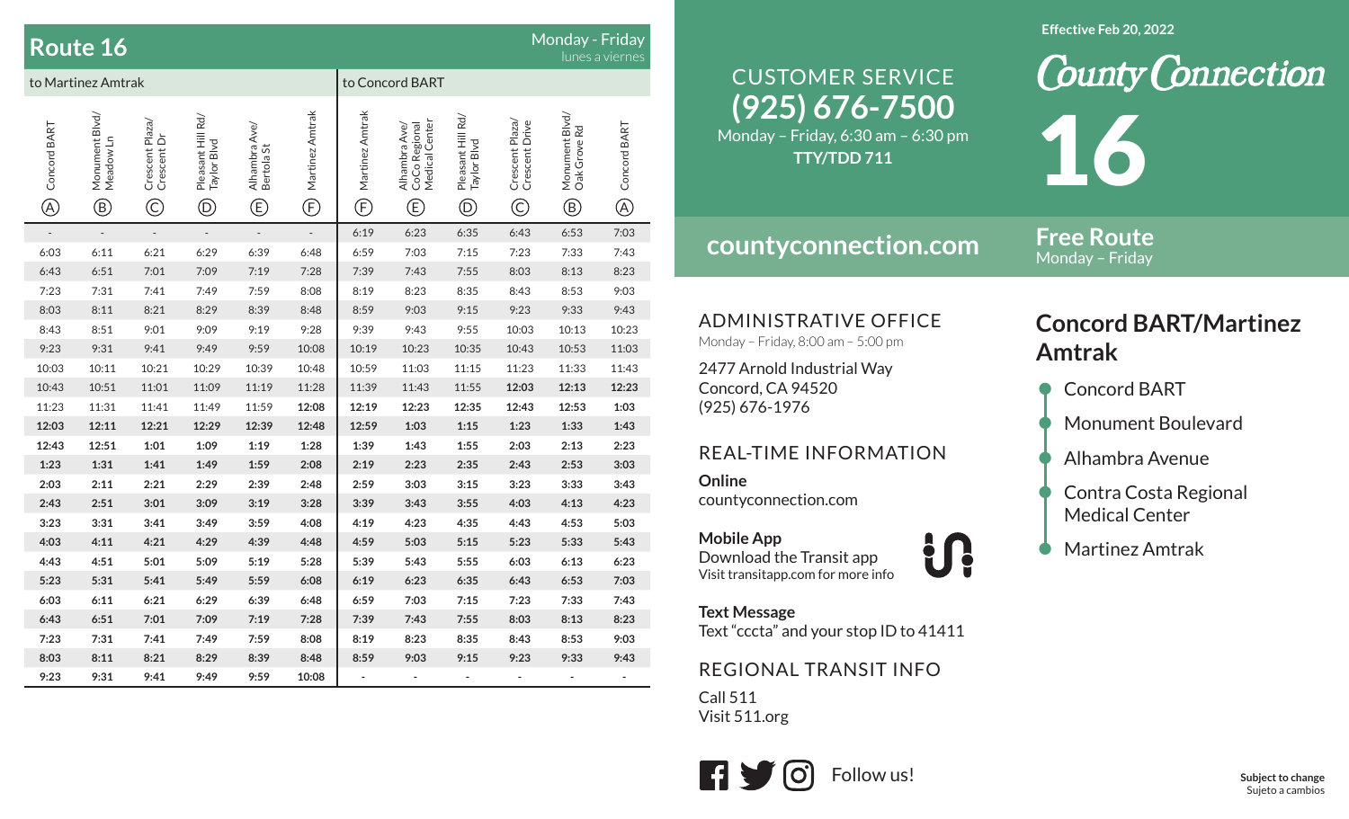# Route 16

Monday - Friday
lunes a viernes

| to Martinez Amtrak | | | | | | to Concord BART | | | | | |
|---|---|---|---|---|---|---|---|---|---|---|---|
| Concord BART (A) | Monument Blvd/ Meadow Ln (B) | Crescent Plaza/ Crescent Dr (C) | Pleasant Hill Rd/ Taylor Blvd (D) | Alhambra Ave/ Bertola St (E) | Martinez Amtrak (F) | Martinez Amtrak (F) | Alhambra Ave/ CoCo Regional Medical Center (E) | Pleasant Hill Rd/ Taylor Blvd (D) | Crescent Plaza/ Crescent Drive (C) | Monument Blvd/ Oak Grove Rd (B) | Concord BART (A) |
| - | - | - | - | - | - | 6:19 | 6:23 | 6:35 | 6:43 | 6:53 | 7:03 |
| 6:03 | 6:11 | 6:21 | 6:29 | 6:39 | 6:48 | 6:59 | 7:03 | 7:15 | 7:23 | 7:33 | 7:43 |
| 6:43 | 6:51 | 7:01 | 7:09 | 7:19 | 7:28 | 7:39 | 7:43 | 7:55 | 8:03 | 8:13 | 8:23 |
| 7:23 | 7:31 | 7:41 | 7:49 | 7:59 | 8:08 | 8:19 | 8:23 | 8:35 | 8:43 | 8:53 | 9:03 |
| 8:03 | 8:11 | 8:21 | 8:29 | 8:39 | 8:48 | 8:59 | 9:03 | 9:15 | 9:23 | 9:33 | 9:43 |
| 8:43 | 8:51 | 9:01 | 9:09 | 9:19 | 9:28 | 9:39 | 9:43 | 9:55 | 10:03 | 10:13 | 10:23 |
| 9:23 | 9:31 | 9:41 | 9:49 | 9:59 | 10:08 | 10:19 | 10:23 | 10:35 | 10:43 | 10:53 | 11:03 |
| 10:03 | 10:11 | 10:21 | 10:29 | 10:39 | 10:48 | 10:59 | 11:03 | 11:15 | 11:23 | 11:33 | 11:43 |
| 10:43 | 10:51 | 11:01 | 11:09 | 11:19 | 11:28 | 11:39 | 11:43 | 11:55 | **12:03** | **12:13** | **12:23** |
| 11:23 | 11:31 | 11:41 | 11:49 | 11:59 | **12:08** | **12:19** | **12:23** | **12:35** | **12:43** | **12:53** | **1:03** |
| **12:03** | **12:11** | **12:21** | **12:29** | **12:39** | **12:48** | **12:59** | **1:03** | **1:15** | **1:23** | **1:33** | **1:43** |
| **12:43** | **12:51** | **1:01** | **1:09** | **1:19** | **1:28** | **1:39** | **1:43** | **1:55** | **2:03** | **2:13** | **2:23** |
| **1:23** | **1:31** | **1:41** | **1:49** | **1:59** | **2:08** | **2:19** | **2:23** | **2:35** | **2:43** | **2:53** | **3:03** |
| **2:03** | **2:11** | **2:21** | **2:29** | **2:39** | **2:48** | **2:59** | **3:03** | **3:15** | **3:23** | **3:33** | **3:43** |
| **2:43** | **2:51** | **3:01** | **3:09** | **3:19** | **3:28** | **3:39** | **3:43** | **3:55** | **4:03** | **4:13** | **4:23** |
| **3:23** | **3:31** | **3:41** | **3:49** | **3:59** | **4:08** | **4:19** | **4:23** | **4:35** | **4:43** | **4:53** | **5:03** |
| **4:03** | **4:11** | **4:21** | **4:29** | **4:39** | **4:48** | **4:59** | **5:03** | **5:15** | **5:23** | **5:33** | **5:43** |
| **4:43** | **4:51** | **5:01** | **5:09** | **5:19** | **5:28** | **5:39** | **5:43** | **5:55** | **6:03** | **6:13** | **6:23** |
| **5:23** | **5:31** | **5:41** | **5:49** | **5:59** | **6:08** | **6:19** | **6:23** | **6:35** | **6:43** | **6:53** | **7:03** |
| **6:03** | **6:11** | **6:21** | **6:29** | **6:39** | **6:48** | **6:59** | **7:03** | **7:15** | **7:23** | **7:33** | **7:43** |
| **6:43** | **6:51** | **7:01** | **7:09** | **7:19** | **7:28** | **7:39** | **7:43** | **7:55** | **8:03** | **8:13** | **8:23** |
| **7:23** | **7:31** | **7:41** | **7:49** | **7:59** | **8:08** | **8:19** | **8:23** | **8:35** | **8:43** | **8:53** | **9:03** |
| **8:03** | **8:11** | **8:21** | **8:29** | **8:39** | **8:48** | **8:59** | **9:03** | **9:15** | **9:23** | **9:33** | **9:43** |
| **9:23** | **9:31** | **9:41** | **9:49** | **9:59** | **10:08** | - | - | - | - | - | - |

## CUSTOMER SERVICE
**(925) 676-7500**
Monday – Friday, 6:30 am – 6:30 pm
**TTY/TDD 711**

## countyconnection.com

## ADMINISTRATIVE OFFICE
Monday – Friday, 8:00 am – 5:00 pm

2477 Arnold Industrial Way
Concord, CA 94520
(925) 676-1976

## REAL-TIME INFORMATION

**Online**
countyconnection.com

**Mobile App**
Download the Transit app
Visit transitapp.com for more info

**Text Message**
Text "cccta" and your stop ID to 41411

## REGIONAL TRANSIT INFO
Call 511
Visit 511.org

Follow us!

**Effective Feb 20, 2022**

County Connection

# 16

**Free Route**
Monday – Friday

## Concord BART/Martinez Amtrak

- Concord BART
- Monument Boulevard
- Alhambra Avenue
- Contra Costa Regional Medical Center
- Martinez Amtrak

**Subject to change**
Sujeto a cambios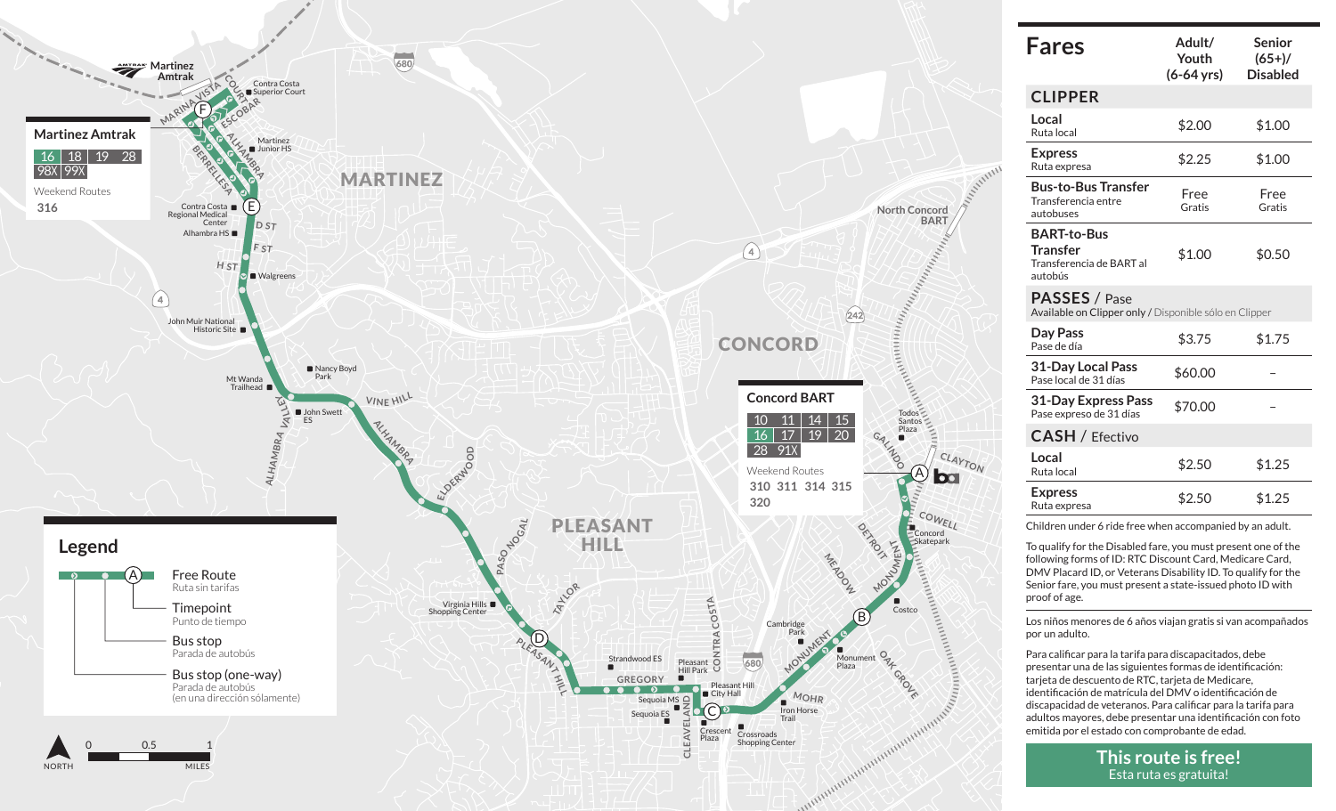Martinez Amtrak

16 | 18 | 19 | 28
98X | 99X

Weekend Routes

316

Concord BART

10 | 11 | 14 | 15
16 | 17 | 19 | 20
28 | 91X

Weekend Routes

310 311 314 315
320

MARTINEZ

CONCORD

PLEASANT HILL

North Concord BART

Contra Costa Superior Court

Martinez Junior HS

Contra Costa Regional Medical Center

Alhambra HS

Walgreens

John Muir National Historic Site

Nancy Boyd Park

Mt Wanda Trailhead

John Swett ES

Virginia Hills Shopping Center

Strandwood ES

Pleasant Hill Park

Sequoia MS

Sequoia ES

Pleasant Hill City Hall

Crescent Plaza

Crossroads Shopping Center

Iron Horse Trail

Cambridge Park

Monument Plaza

Costco

Concord Skatepark

Todos Santos Plaza

## Legend

- Free Route / Ruta sin tarifas
- Timepoint / Punto de tiempo
- Bus stop / Parada de autobús
- Bus stop (one-way) / Parada de autobús (en una dirección sólamente)

0 0.5 1
MILES
NORTH

## Fares

| Fares | Adult/ Youth (6-64 yrs) | Senior (65+)/ Disabled |
|---|---|---|
| **CLIPPER** | | |
| **Local** Ruta local | $2.00 | $1.00 |
| **Express** Ruta expresa | $2.25 | $1.00 |
| **Bus-to-Bus Transfer** Transferencia entre autobuses | Free Gratis | Free Gratis |
| **BART-to-Bus Transfer** Transferencia de BART al autobús | $1.00 | $0.50 |
| **PASSES** / Pase — Available on Clipper only / Disponible sólo en Clipper | | |
| **Day Pass** Pase de día | $3.75 | $1.75 |
| **31-Day Local Pass** Pase local de 31 días | $60.00 | – |
| **31-Day Express Pass** Pase expreso de 31 días | $70.00 | – |
| **CASH** / Efectivo | | |
| **Local** Ruta local | $2.50 | $1.25 |
| **Express** Ruta expresa | $2.50 | $1.25 |

Children under 6 ride free when accompanied by an adult.

To qualify for the Disabled fare, you must present one of the following forms of ID: RTC Discount Card, Medicare Card, DMV Placard ID, or Veterans Disability ID. To qualify for the Senior fare, you must present a state-issued photo ID with proof of age.

Los niños menores de 6 años viajan gratis si van acompañados por un adulto.

Para calificar para la tarifa para discapacitados, debe presentar una de las siguientes formas de identificación: tarjeta de descuento de RTC, tarjeta de Medicare, identificación de matrícula del DMV o identificación de discapacidad de veteranos. Para calificar para la tarifa para adultos mayores, debe presentar una identificación con foto emitida por el estado con comprobante de edad.

**This route is free!**
Esta ruta es gratuita!